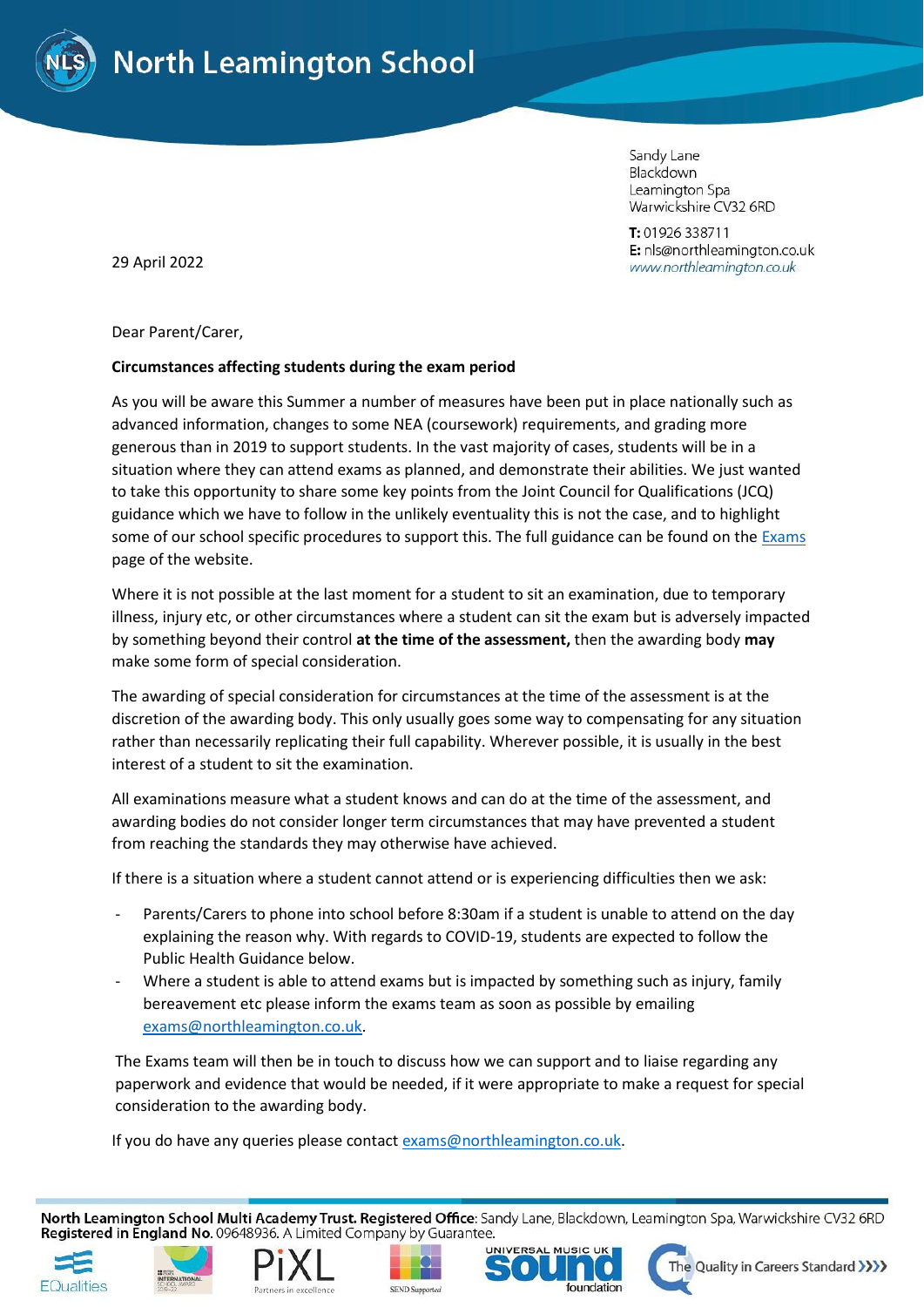# North Leamington School

Sandy Lane
Blackdown
Leamington Spa
Warwickshire CV32 6RD

**T:** 01926 338711
**E:** nls@northleamington.co.uk
www.northleamington.co.uk

29 April 2022

Dear Parent/Carer,

**Circumstances affecting students during the exam period**

As you will be aware this Summer a number of measures have been put in place nationally such as advanced information, changes to some NEA (coursework) requirements, and grading more generous than in 2019 to support students. In the vast majority of cases, students will be in a situation where they can attend exams as planned, and demonstrate their abilities. We just wanted to take this opportunity to share some key points from the Joint Council for Qualifications (JCQ) guidance which we have to follow in the unlikely eventuality this is not the case, and to highlight some of our school specific procedures to support this. The full guidance can be found on the Exams page of the website.

Where it is not possible at the last moment for a student to sit an examination, due to temporary illness, injury etc, or other circumstances where a student can sit the exam but is adversely impacted by something beyond their control **at the time of the assessment,** then the awarding body **may** make some form of special consideration.

The awarding of special consideration for circumstances at the time of the assessment is at the discretion of the awarding body. This only usually goes some way to compensating for any situation rather than necessarily replicating their full capability. Wherever possible, it is usually in the best interest of a student to sit the examination.

All examinations measure what a student knows and can do at the time of the assessment, and awarding bodies do not consider longer term circumstances that may have prevented a student from reaching the standards they may otherwise have achieved.

If there is a situation where a student cannot attend or is experiencing difficulties then we ask:

- Parents/Carers to phone into school before 8:30am if a student is unable to attend on the day explaining the reason why. With regards to COVID-19, students are expected to follow the Public Health Guidance below.
- Where a student is able to attend exams but is impacted by something such as injury, family bereavement etc please inform the exams team as soon as possible by emailing exams@northleamington.co.uk.

The Exams team will then be in touch to discuss how we can support and to liaise regarding any paperwork and evidence that would be needed, if it were appropriate to make a request for special consideration to the awarding body.

If you do have any queries please contact exams@northleamington.co.uk.

**North Leamington School Multi Academy Trust. Registered Office**: Sandy Lane, Blackdown, Leamington Spa, Warwickshire CV32 6RD
**Registered in England No.** 09648936. A Limited Company by Guarantee.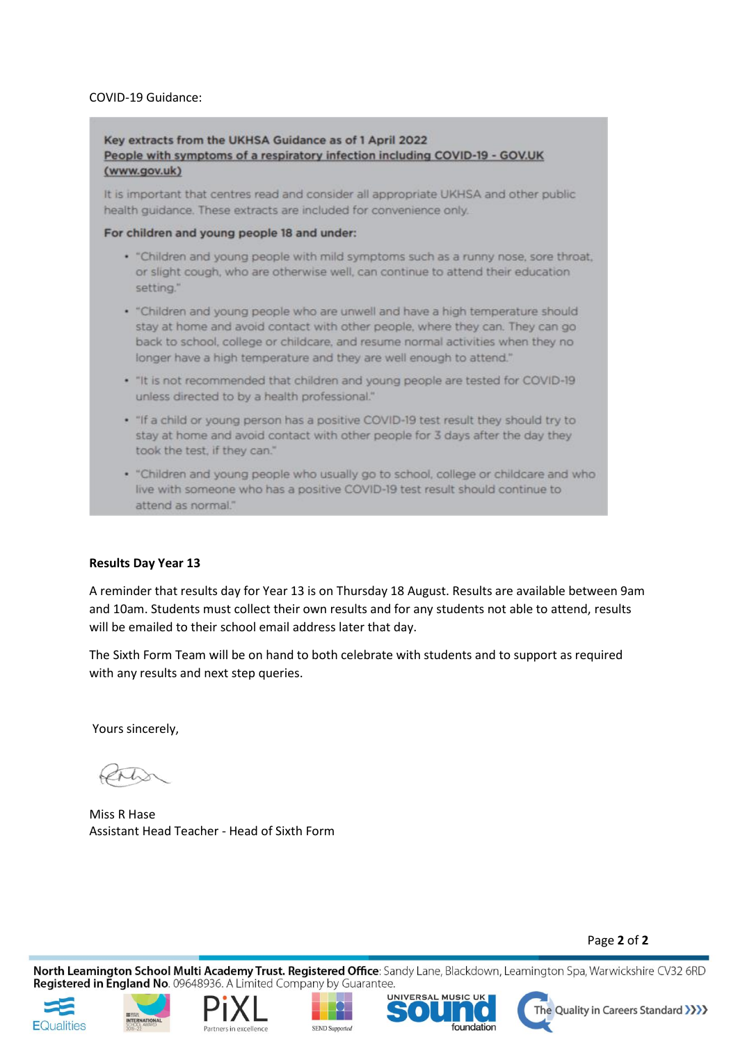COVID-19 Guidance:

**Key extracts from the UKHSA Guidance as of 1 April 2022**
**People with symptoms of a respiratory infection including COVID-19 - GOV.UK (www.gov.uk)**

It is important that centres read and consider all appropriate UKHSA and other public health guidance. These extracts are included for convenience only.

**For children and young people 18 and under:**

- "Children and young people with mild symptoms such as a runny nose, sore throat, or slight cough, who are otherwise well, can continue to attend their education setting."
- "Children and young people who are unwell and have a high temperature should stay at home and avoid contact with other people, where they can. They can go back to school, college or childcare, and resume normal activities when they no longer have a high temperature and they are well enough to attend."
- "It is not recommended that children and young people are tested for COVID-19 unless directed to by a health professional."
- "If a child or young person has a positive COVID-19 test result they should try to stay at home and avoid contact with other people for 3 days after the day they took the test, if they can."
- "Children and young people who usually go to school, college or childcare and who live with someone who has a positive COVID-19 test result should continue to attend as normal."

**Results Day Year 13**

A reminder that results day for Year 13 is on Thursday 18 August. Results are available between 9am and 10am. Students must collect their own results and for any students not able to attend, results will be emailed to their school email address later that day.

The Sixth Form Team will be on hand to both celebrate with students and to support as required with any results and next step queries.

Yours sincerely,

Miss R Hase
Assistant Head Teacher - Head of Sixth Form

**North Leamington School Multi Academy Trust. Registered Office**: Sandy Lane, Blackdown, Leamington Spa, Warwickshire CV32 6RD
**Registered in England No**. 09648936. A Limited Company by Guarantee.